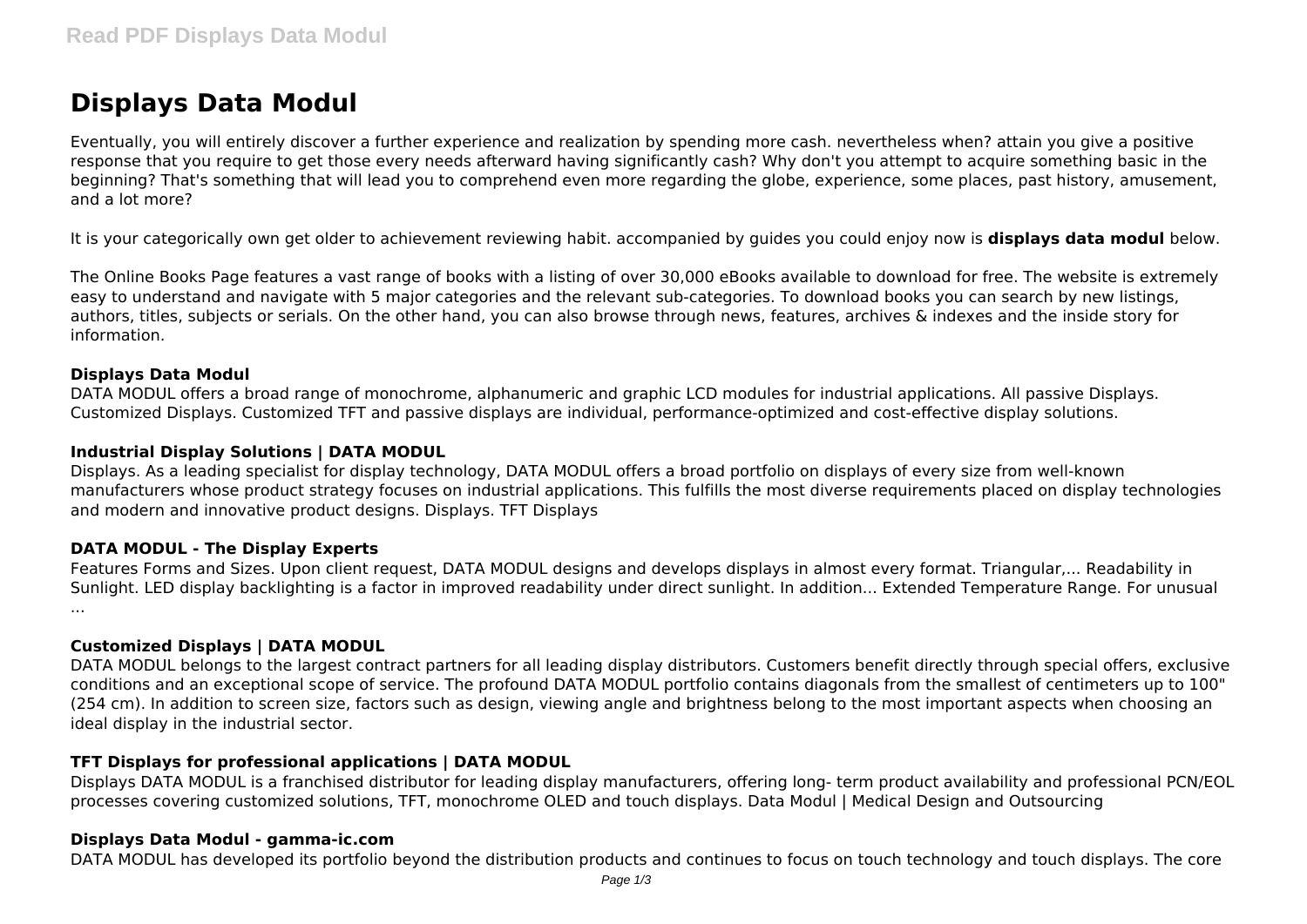# Displays Data Modul

Eventually, you will entirely discover a further experience and realization by spending more cash. nevertheless when? attain you give a positive response that you require to get those every needs afterward having significantly cash? Why don't you attempt to acquire something basic in the beginning? That's something that will lead you to comprehend even more regarding the globe, experience, some places, past history, amusement, and a lot more?

It is your categorically own get older to achievement reviewing habit. accompanied by guides you could enjoy now is **displays data modul** below.

The Online Books Page features a vast range of books with a listing of over 30,000 eBooks available to download for free. The website is extremely easy to understand and navigate with 5 major categories and the relevant sub-categories. To download books you can search by new listings, authors, titles, subjects or serials. On the other hand, you can also browse through news, features, archives & indexes and the inside story for information.

### Displays Data Modul

DATA MODUL offers a broad range of monochrome, alphanumeric and graphic LCD modules for industrial applications. All passive Displays. Customized Displays. Customized TFT and passive displays are individual, performance-optimized and cost-effective display solutions.

### Industrial Display Solutions | DATA MODUL

Displays. As a leading specialist for display technology, DATA MODUL offers a broad portfolio on displays of every size from well-known manufacturers whose product strategy focuses on industrial applications. This fulfills the most diverse requirements placed on display technologies and modern and innovative product designs. Displays. TFT Displays

### DATA MODUL - The Display Experts

Features Forms and Sizes. Upon client request, DATA MODUL designs and develops displays in almost every format. Triangular,... Readability in Sunlight. LED display backlighting is a factor in improved readability under direct sunlight. In addition... Extended Temperature Range. For unusual ...

### Customized Displays | DATA MODUL

DATA MODUL belongs to the largest contract partners for all leading display distributors. Customers benefit directly through special offers, exclusive conditions and an exceptional scope of service. The profound DATA MODUL portfolio contains diagonals from the smallest of centimeters up to 100" (254 cm). In addition to screen size, factors such as design, viewing angle and brightness belong to the most important aspects when choosing an ideal display in the industrial sector.

### TFT Displays for professional applications | DATA MODUL

Displays DATA MODUL is a franchised distributor for leading display manufacturers, offering long- term product availability and professional PCN/EOL processes covering customized solutions, TFT, monochrome OLED and touch displays. Data Modul | Medical Design and Outsourcing

### Displays Data Modul - gamma-ic.com

DATA MODUL has developed its portfolio beyond the distribution products and continues to focus on touch technology and touch displays. The core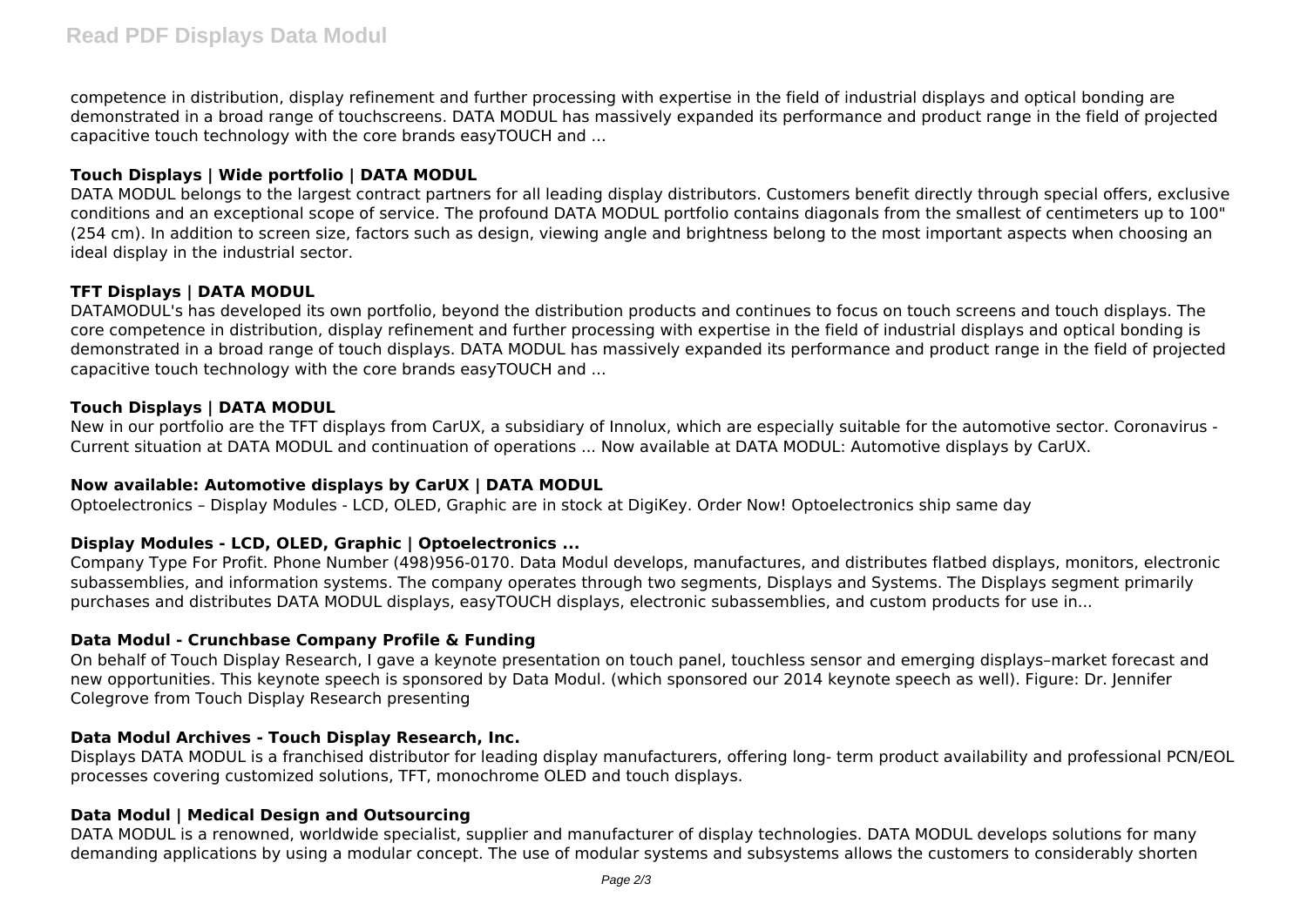competence in distribution, display refinement and further processing with expertise in the field of industrial displays and optical bonding are demonstrated in a broad range of touchscreens. DATA MODUL has massively expanded its performance and product range in the field of projected capacitive touch technology with the core brands easyTOUCH and ...

### Touch Displays | Wide portfolio | DATA MODUL

DATA MODUL belongs to the largest contract partners for all leading display distributors. Customers benefit directly through special offers, exclusive conditions and an exceptional scope of service. The profound DATA MODUL portfolio contains diagonals from the smallest of centimeters up to 100" (254 cm). In addition to screen size, factors such as design, viewing angle and brightness belong to the most important aspects when choosing an ideal display in the industrial sector.

### TFT Displays | DATA MODUL

DATAMODUL's has developed its own portfolio, beyond the distribution products and continues to focus on touch screens and touch displays. The core competence in distribution, display refinement and further processing with expertise in the field of industrial displays and optical bonding is demonstrated in a broad range of touch displays. DATA MODUL has massively expanded its performance and product range in the field of projected capacitive touch technology with the core brands easyTOUCH and ...

### Touch Displays | DATA MODUL

New in our portfolio are the TFT displays from CarUX, a subsidiary of Innolux, which are especially suitable for the automotive sector. Coronavirus - Current situation at DATA MODUL and continuation of operations ... Now available at DATA MODUL: Automotive displays by CarUX.

### Now available: Automotive displays by CarUX | DATA MODUL

Optoelectronics – Display Modules - LCD, OLED, Graphic are in stock at DigiKey. Order Now! Optoelectronics ship same day

### Display Modules - LCD, OLED, Graphic | Optoelectronics ...

Company Type For Profit. Phone Number (498)956-0170. Data Modul develops, manufactures, and distributes flatbed displays, monitors, electronic subassemblies, and information systems. The company operates through two segments, Displays and Systems. The Displays segment primarily purchases and distributes DATA MODUL displays, easyTOUCH displays, electronic subassemblies, and custom products for use in...

### Data Modul - Crunchbase Company Profile & Funding

On behalf of Touch Display Research, I gave a keynote presentation on touch panel, touchless sensor and emerging displays–market forecast and new opportunities. This keynote speech is sponsored by Data Modul. (which sponsored our 2014 keynote speech as well). Figure: Dr. Jennifer Colegrove from Touch Display Research presenting

### Data Modul Archives - Touch Display Research, Inc.

Displays DATA MODUL is a franchised distributor for leading display manufacturers, offering long- term product availability and professional PCN/EOL processes covering customized solutions, TFT, monochrome OLED and touch displays.

### Data Modul | Medical Design and Outsourcing

DATA MODUL is a renowned, worldwide specialist, supplier and manufacturer of display technologies. DATA MODUL develops solutions for many demanding applications by using a modular concept. The use of modular systems and subsystems allows the customers to considerably shorten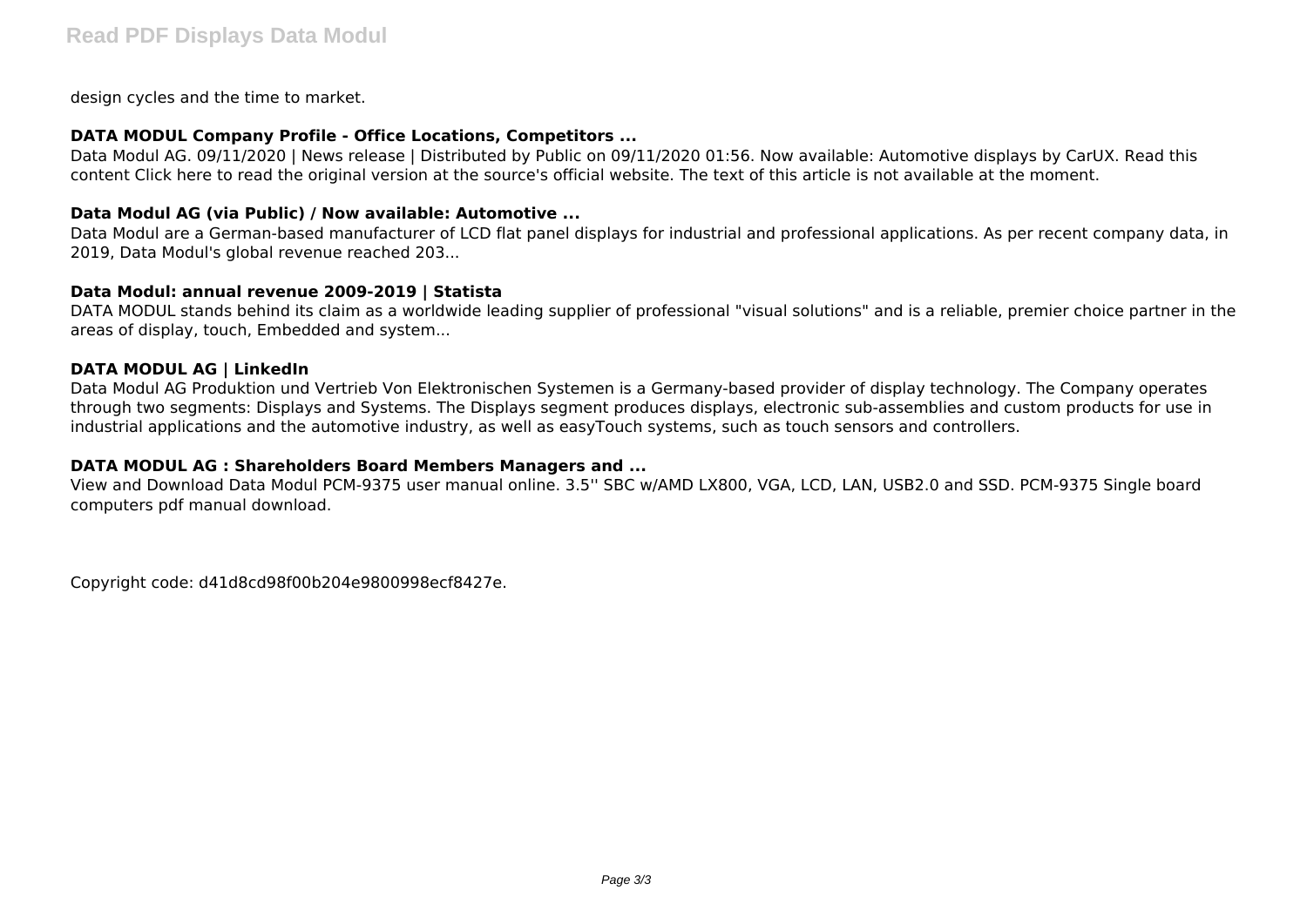design cycles and the time to market.

**DATA MODUL Company Profile - Office Locations, Competitors ...**

Data Modul AG. 09/11/2020 | News release | Distributed by Public on 09/11/2020 01:56. Now available: Automotive displays by CarUX. Read this content Click here to read the original version at the source's official website. The text of this article is not available at the moment.

**Data Modul AG (via Public) / Now available: Automotive ...**

Data Modul are a German-based manufacturer of LCD flat panel displays for industrial and professional applications. As per recent company data, in 2019, Data Modul's global revenue reached 203...

**Data Modul: annual revenue 2009-2019 | Statista**

DATA MODUL stands behind its claim as a worldwide leading supplier of professional "visual solutions" and is a reliable, premier choice partner in the areas of display, touch, Embedded and system...

**DATA MODUL AG | LinkedIn**

Data Modul AG Produktion und Vertrieb Von Elektronischen Systemen is a Germany-based provider of display technology. The Company operates through two segments: Displays and Systems. The Displays segment produces displays, electronic sub-assemblies and custom products for use in industrial applications and the automotive industry, as well as easyTouch systems, such as touch sensors and controllers.

**DATA MODUL AG : Shareholders Board Members Managers and ...**

View and Download Data Modul PCM-9375 user manual online. 3.5'' SBC w/AMD LX800, VGA, LCD, LAN, USB2.0 and SSD. PCM-9375 Single board computers pdf manual download.

Copyright code: d41d8cd98f00b204e9800998ecf8427e.